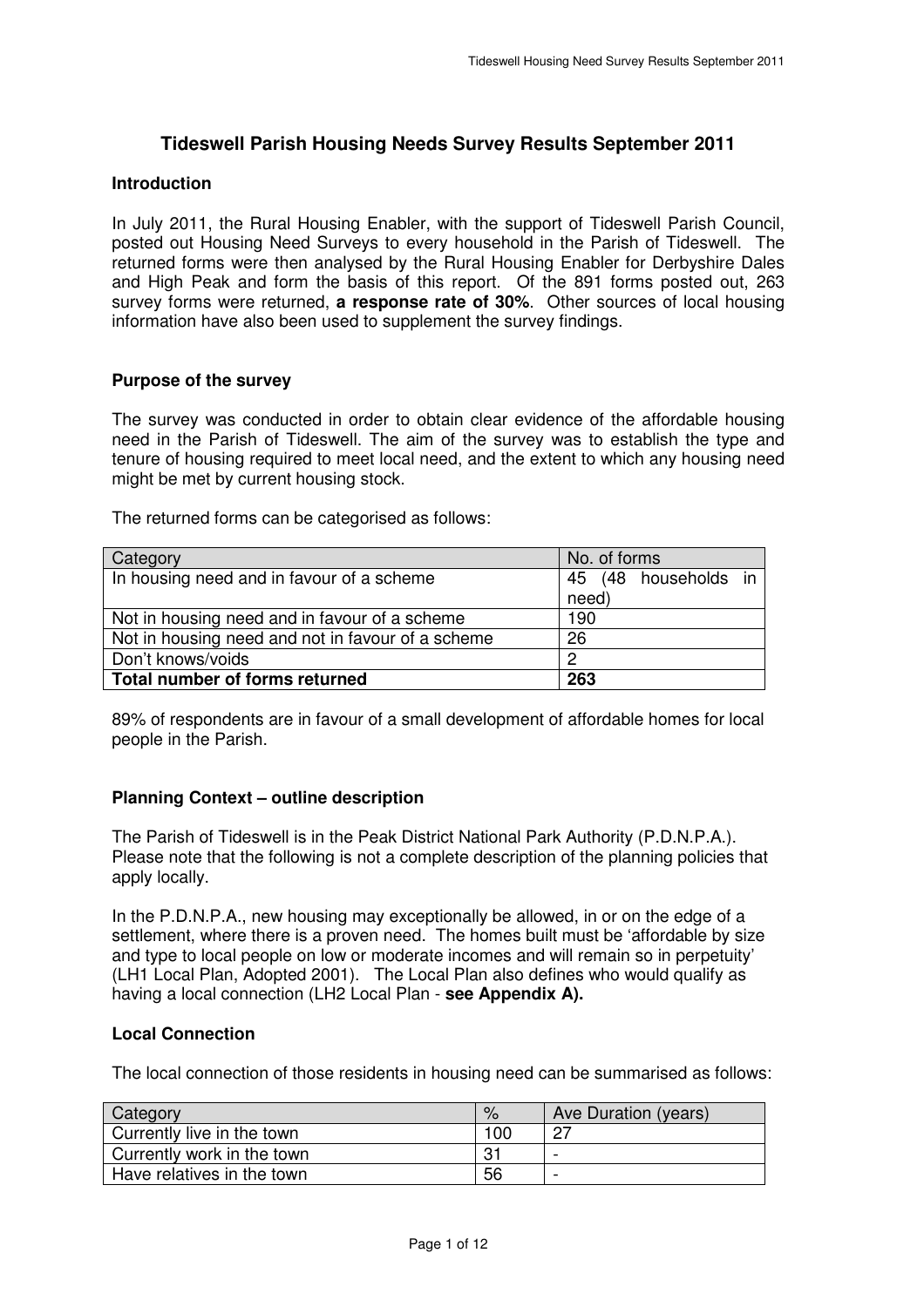# Tideswell Parish Housing Needs Survey Results September 2011

## Introduction

In July 2011, the Rural Housing Enabler, with the support of Tideswell Parish Council, posted out Housing Need Surveys to every household in the Parish of Tideswell. The returned forms were then analysed by the Rural Housing Enabler for Derbyshire Dales and High Peak and form the basis of this report. Of the 891 forms posted out, 263 survey forms were returned, **a response rate of 30%**. Other sources of local housing information have also been used to supplement the survey findings.

## Purpose of the survey

The survey was conducted in order to obtain clear evidence of the affordable housing need in the Parish of Tideswell. The aim of the survey was to establish the type and tenure of housing required to meet local need, and the extent to which any housing need might be met by current housing stock.

The returned forms can be categorised as follows:

| Category | No. of forms |
|---|---|
| In housing need and in favour of a scheme | 45 (48 households in need) |
| Not in housing need and in favour of a scheme | 190 |
| Not in housing need and not in favour of a scheme | 26 |
| Don't knows/voids | 2 |
| **Total number of forms returned** | **263** |

89% of respondents are in favour of a small development of affordable homes for local people in the Parish.

## Planning Context – outline description

The Parish of Tideswell is in the Peak District National Park Authority (P.D.N.P.A.). Please note that the following is not a complete description of the planning policies that apply locally.

In the P.D.N.P.A., new housing may exceptionally be allowed, in or on the edge of a settlement, where there is a proven need. The homes built must be 'affordable by size and type to local people on low or moderate incomes and will remain so in perpetuity' (LH1 Local Plan, Adopted 2001). The Local Plan also defines who would qualify as having a local connection (LH2 Local Plan - **see Appendix A).**

## Local Connection

The local connection of those residents in housing need can be summarised as follows:

| Category | % | Ave Duration (years) |
|---|---|---|
| Currently live in the town | 100 | 27 |
| Currently work in the town | 31 | - |
| Have relatives in the town | 56 | - |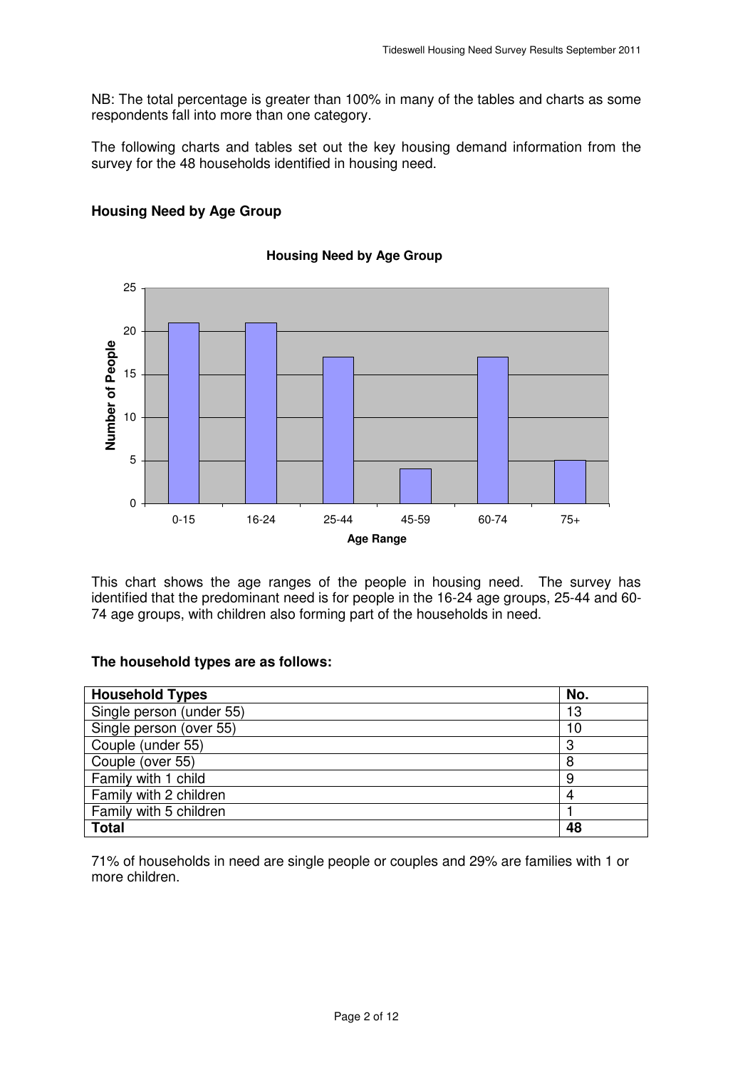NB: The total percentage is greater than 100% in many of the tables and charts as some respondents fall into more than one category.

The following charts and tables set out the key housing demand information from the survey for the 48 households identified in housing need.

## Housing Need by Age Group

**Housing Need by Age Group**

| Age Range | Number of People |
|---|---|
| 0-15 | 21 |
| 16-24 | 21 |
| 25-44 | 17 |
| 45-59 | 4 |
| 60-74 | 17 |
| 75+ | 5 |

This chart shows the age ranges of the people in housing need. The survey has identified that the predominant need is for people in the 16-24 age groups, 25-44 and 60-74 age groups, with children also forming part of the households in need.

**The household types are as follows:**

| Household Types | No. |
|---|---|
| Single person (under 55) | 13 |
| Single person (over 55) | 10 |
| Couple (under 55) | 3 |
| Couple (over 55) | 8 |
| Family with 1 child | 9 |
| Family with 2 children | 4 |
| Family with 5 children | 1 |
| **Total** | **48** |

71% of households in need are single people or couples and 29% are families with 1 or more children.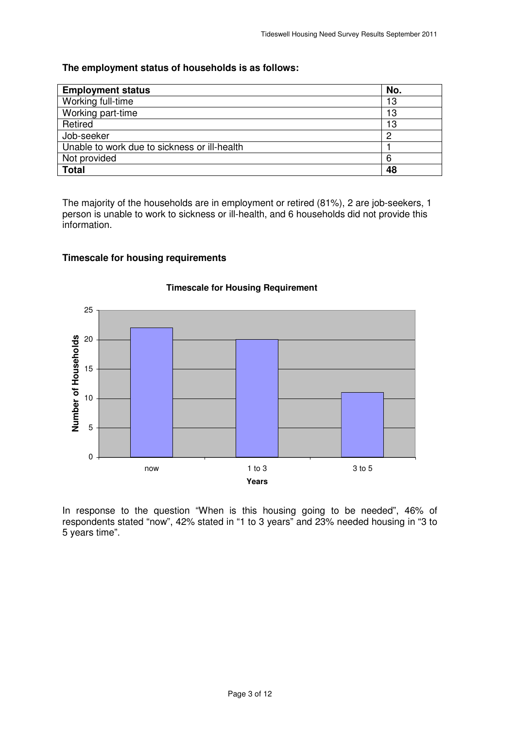**The employment status of households is as follows:**

| Employment status | No. |
|---|---|
| Working full-time | 13 |
| Working part-time | 13 |
| Retired | 13 |
| Job-seeker | 2 |
| Unable to work due to sickness or ill-health | 1 |
| Not provided | 6 |
| **Total** | **48** |

The majority of the households are in employment or retired (81%), 2 are job-seekers, 1 person is unable to work to sickness or ill-health, and 6 households did not provide this information.

**Timescale for housing requirements**

**Timescale for Housing Requirement**

| Years | Number of Households |
|---|---|
| now | 22 |
| 1 to 3 | 20 |
| 3 to 5 | 11 |

In response to the question "When is this housing going to be needed", 46% of respondents stated "now", 42% stated in "1 to 3 years" and 23% needed housing in "3 to 5 years time".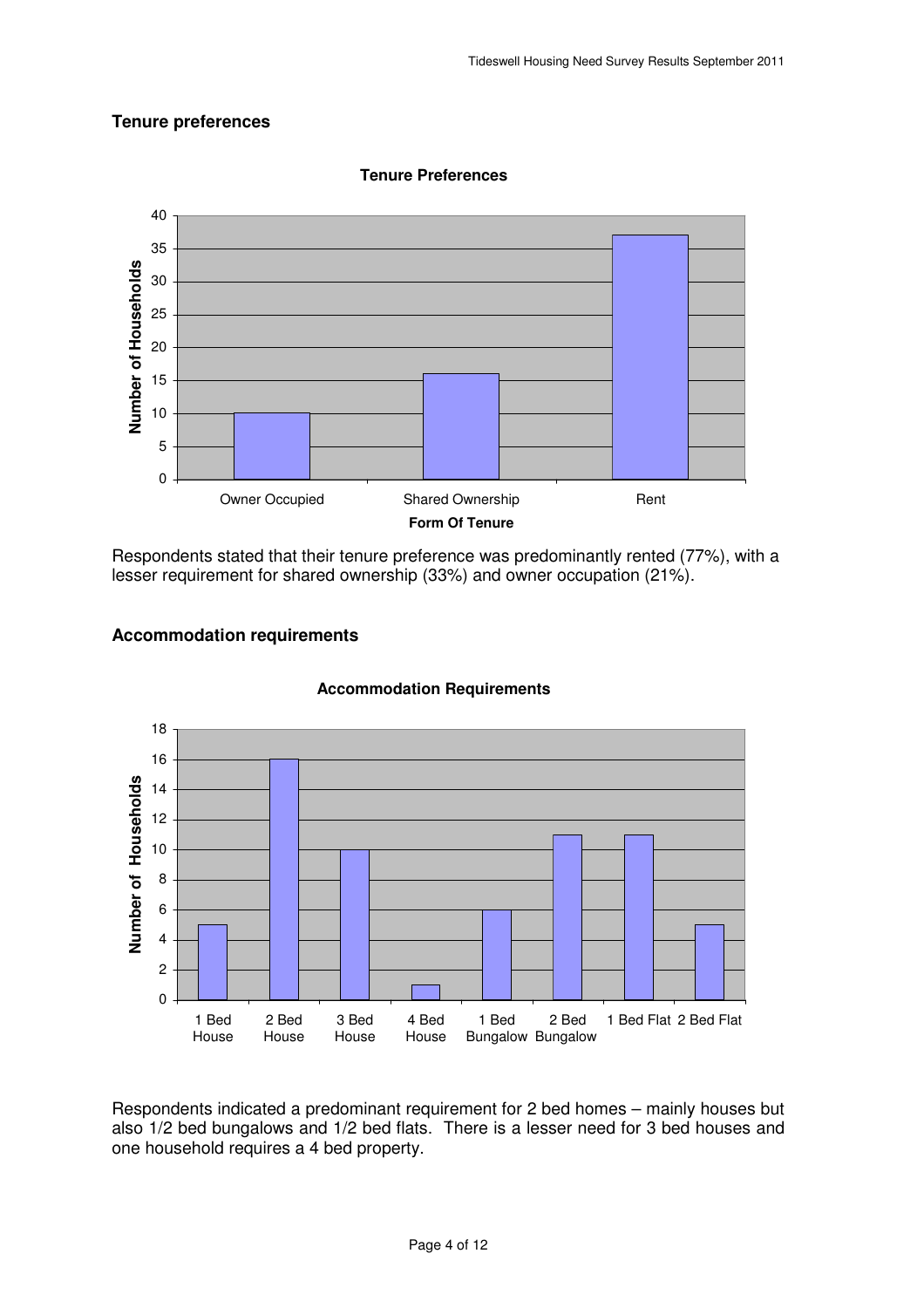## Tenure preferences

**Tenure Preferences**

| Form Of Tenure | Number of Households |
| --- | --- |
| Owner Occupied | 10 |
| Shared Ownership | 16 |
| Rent | 37 |

Respondents stated that their tenure preference was predominantly rented (77%), with a lesser requirement for shared ownership (33%) and owner occupation (21%).

## Accommodation requirements

**Accommodation Requirements**

| Accommodation | Number of Households |
| --- | --- |
| 1 Bed House | 5 |
| 2 Bed House | 16 |
| 3 Bed House | 10 |
| 4 Bed House | 1 |
| 1 Bed Bungalow | 6 |
| 2 Bed Bungalow | 11 |
| 1 Bed Flat | 11 |
| 2 Bed Flat | 5 |

Respondents indicated a predominant requirement for 2 bed homes – mainly houses but also 1/2 bed bungalows and 1/2 bed flats. There is a lesser need for 3 bed houses and one household requires a 4 bed property.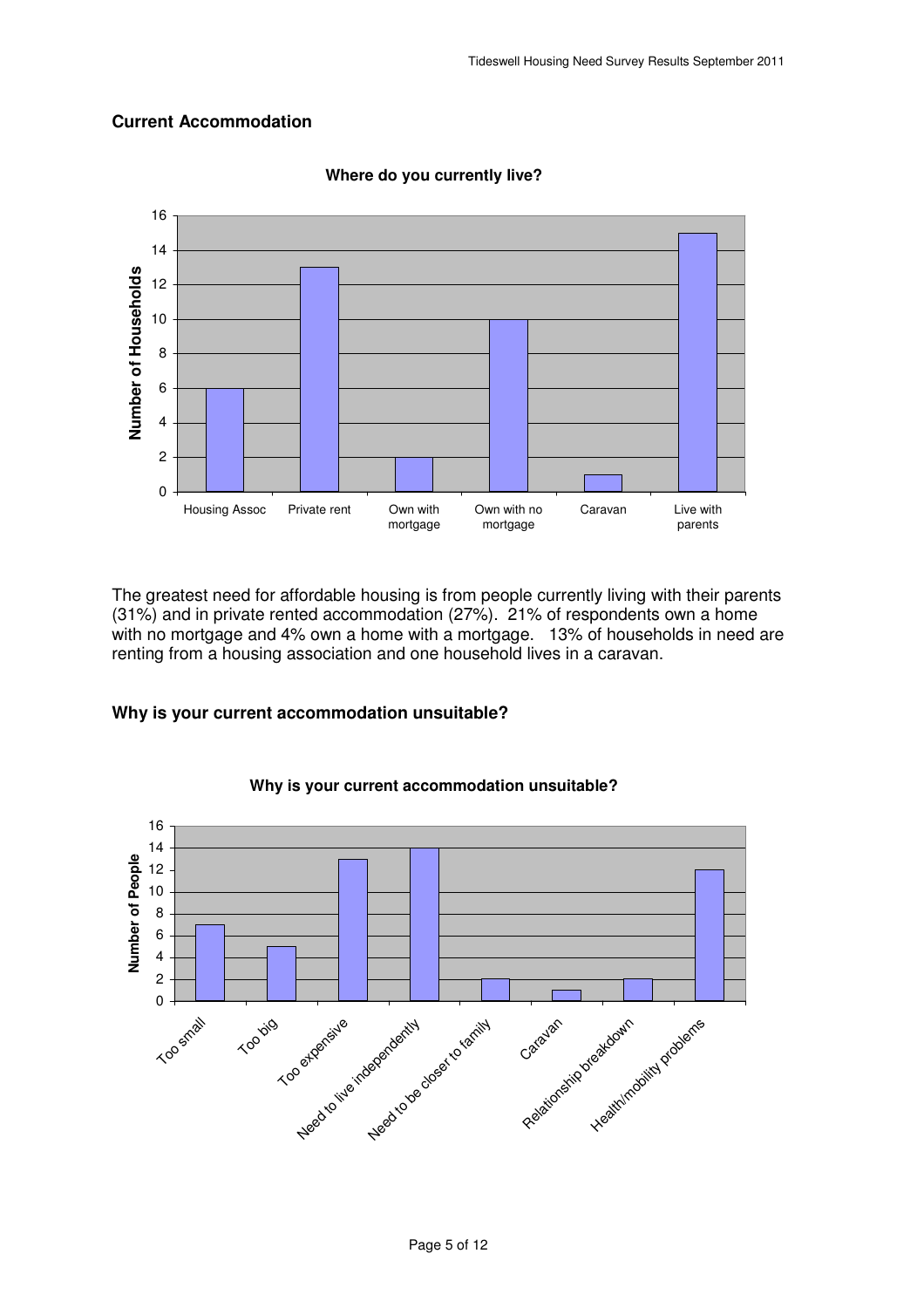## Current Accommodation

**Where do you currently live?**

| Accommodation | Number of Households |
|---|---|
| Housing Assoc | 6 |
| Private rent | 13 |
| Own with mortgage | 2 |
| Own with no mortgage | 10 |
| Caravan | 1 |
| Live with parents | 15 |

The greatest need for affordable housing is from people currently living with their parents (31%) and in private rented accommodation (27%). 21% of respondents own a home with no mortgage and 4% own a home with a mortgage. 13% of households in need are renting from a housing association and one household lives in a caravan.

## Why is your current accommodation unsuitable?

**Why is your current accommodation unsuitable?**

| Reason | Number of People |
|---|---|
| Too small | 7 |
| Too big | 5 |
| Too expensive | 13 |
| Need to live independently | 14 |
| Need to be closer to family | 2 |
| Caravan | 1 |
| Relationship breakdown | 2 |
| Health/mobility problems | 12 |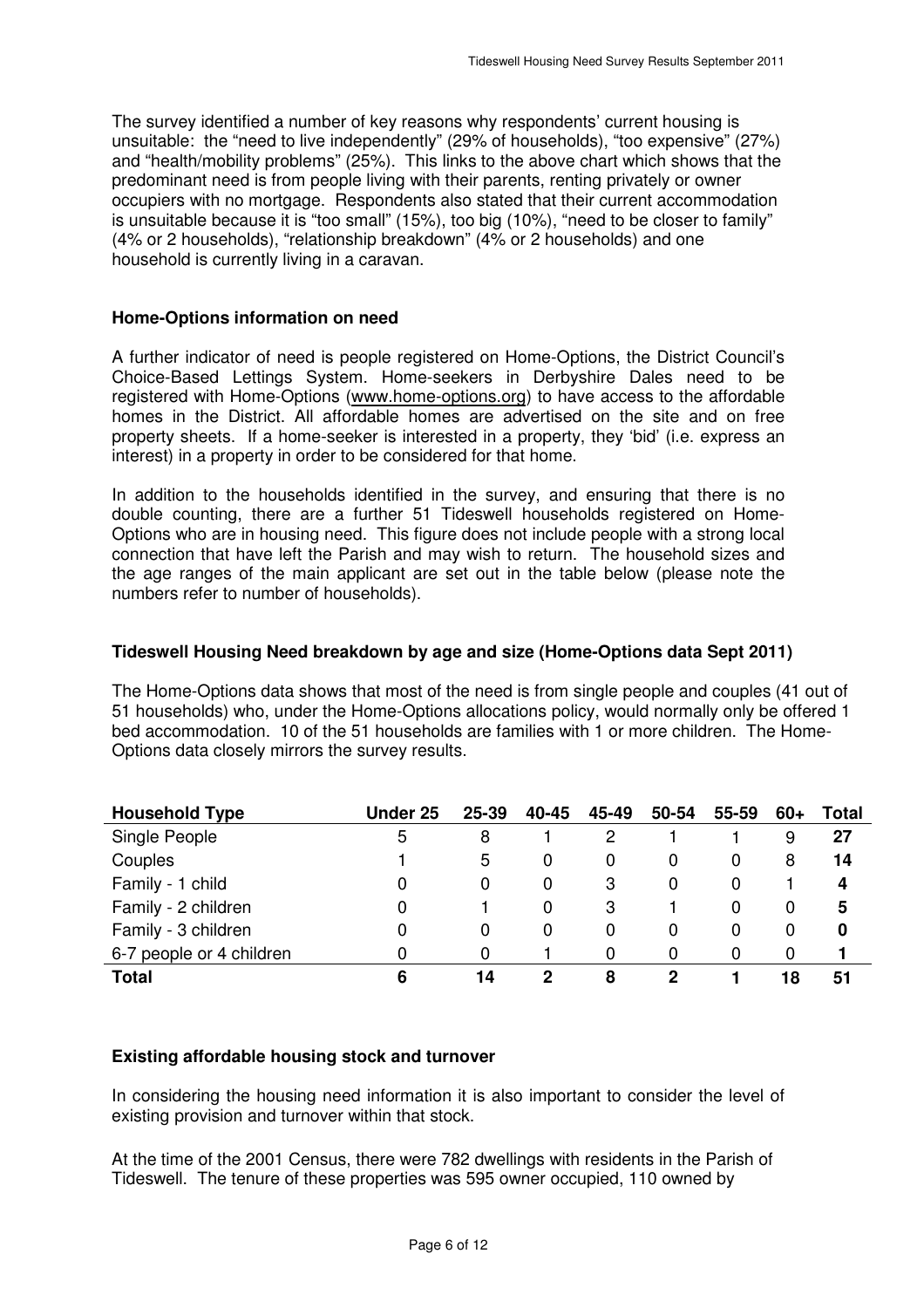The survey identified a number of key reasons why respondents' current housing is unsuitable: the "need to live independently" (29% of households), "too expensive" (27%) and "health/mobility problems" (25%). This links to the above chart which shows that the predominant need is from people living with their parents, renting privately or owner occupiers with no mortgage. Respondents also stated that their current accommodation is unsuitable because it is "too small" (15%), too big (10%), "need to be closer to family" (4% or 2 households), "relationship breakdown" (4% or 2 households) and one household is currently living in a caravan.

**Home-Options information on need**

A further indicator of need is people registered on Home-Options, the District Council's Choice-Based Lettings System. Home-seekers in Derbyshire Dales need to be registered with Home-Options (www.home-options.org) to have access to the affordable homes in the District. All affordable homes are advertised on the site and on free property sheets. If a home-seeker is interested in a property, they 'bid' (i.e. express an interest) in a property in order to be considered for that home.

In addition to the households identified in the survey, and ensuring that there is no double counting, there are a further 51 Tideswell households registered on Home-Options who are in housing need. This figure does not include people with a strong local connection that have left the Parish and may wish to return. The household sizes and the age ranges of the main applicant are set out in the table below (please note the numbers refer to number of households).

**Tideswell Housing Need breakdown by age and size (Home-Options data Sept 2011)**

The Home-Options data shows that most of the need is from single people and couples (41 out of 51 households) who, under the Home-Options allocations policy, would normally only be offered 1 bed accommodation. 10 of the 51 households are families with 1 or more children. The Home-Options data closely mirrors the survey results.

| Household Type | Under 25 | 25-39 | 40-45 | 45-49 | 50-54 | 55-59 | 60+ | Total |
|---|---|---|---|---|---|---|---|---|
| Single People | 5 | 8 | 1 | 2 | 1 | 1 | 9 | **27** |
| Couples | 1 | 5 | 0 | 0 | 0 | 0 | 8 | **14** |
| Family - 1 child | 0 | 0 | 0 | 3 | 0 | 0 | 1 | **4** |
| Family - 2 children | 0 | 1 | 0 | 3 | 1 | 0 | 0 | **5** |
| Family - 3 children | 0 | 0 | 0 | 0 | 0 | 0 | 0 | **0** |
| 6-7 people or 4 children | 0 | 0 | 1 | 0 | 0 | 0 | 0 | **1** |
| **Total** | **6** | **14** | **2** | **8** | **2** | **1** | **18** | **51** |

**Existing affordable housing stock and turnover**

In considering the housing need information it is also important to consider the level of existing provision and turnover within that stock.

At the time of the 2001 Census, there were 782 dwellings with residents in the Parish of Tideswell. The tenure of these properties was 595 owner occupied, 110 owned by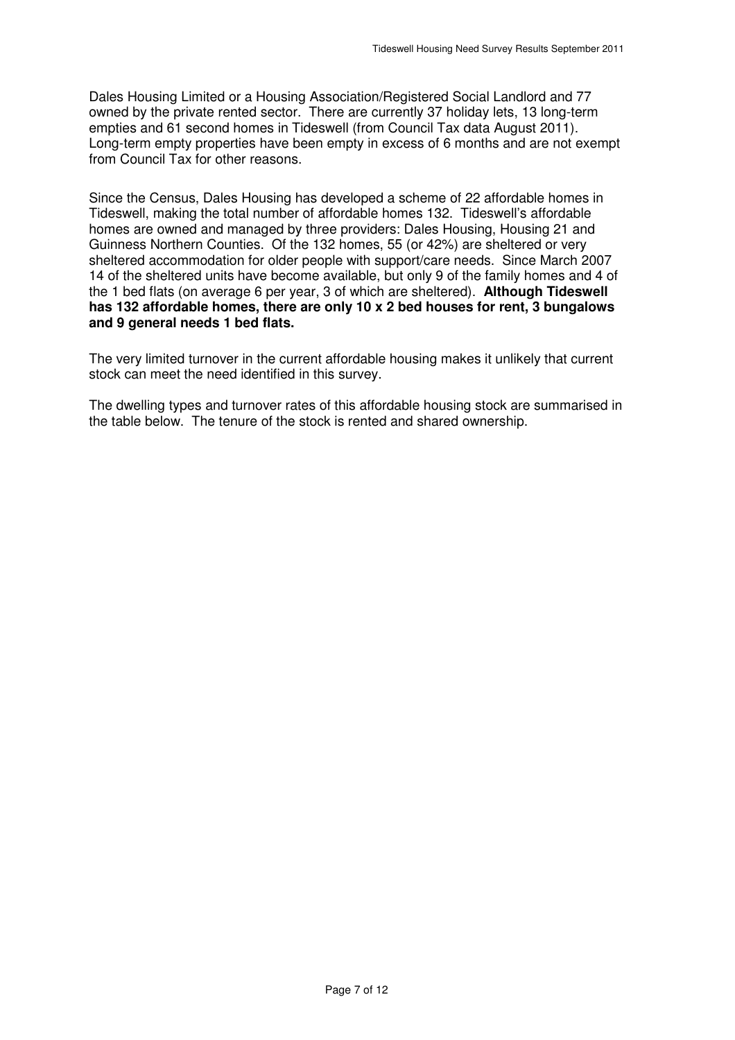Dales Housing Limited or a Housing Association/Registered Social Landlord and 77 owned by the private rented sector. There are currently 37 holiday lets, 13 long-term empties and 61 second homes in Tideswell (from Council Tax data August 2011). Long-term empty properties have been empty in excess of 6 months and are not exempt from Council Tax for other reasons.

Since the Census, Dales Housing has developed a scheme of 22 affordable homes in Tideswell, making the total number of affordable homes 132. Tideswell's affordable homes are owned and managed by three providers: Dales Housing, Housing 21 and Guinness Northern Counties. Of the 132 homes, 55 (or 42%) are sheltered or very sheltered accommodation for older people with support/care needs. Since March 2007 14 of the sheltered units have become available, but only 9 of the family homes and 4 of the 1 bed flats (on average 6 per year, 3 of which are sheltered). **Although Tideswell has 132 affordable homes, there are only 10 x 2 bed houses for rent, 3 bungalows and 9 general needs 1 bed flats.**

The very limited turnover in the current affordable housing makes it unlikely that current stock can meet the need identified in this survey.

The dwelling types and turnover rates of this affordable housing stock are summarised in the table below. The tenure of the stock is rented and shared ownership.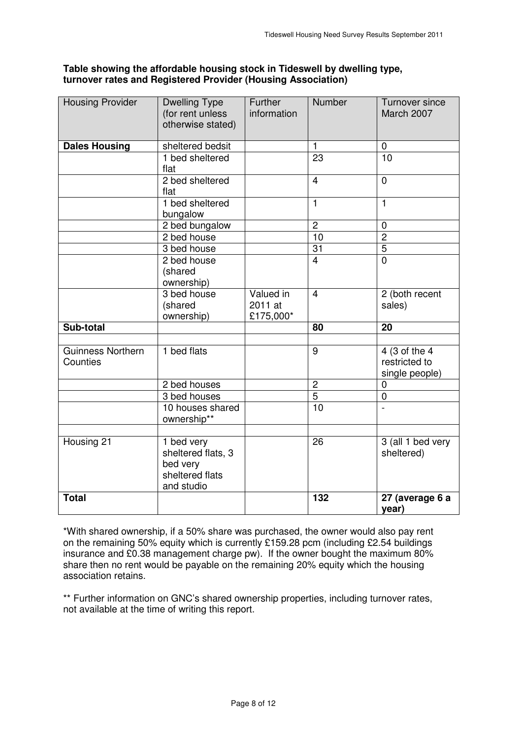**Table showing the affordable housing stock in Tideswell by dwelling type, turnover rates and Registered Provider (Housing Association)**

| Housing Provider | Dwelling Type (for rent unless otherwise stated) | Further information | Number | Turnover since March 2007 |
|---|---|---|---|---|
| **Dales Housing** | sheltered bedsit | | 1 | 0 |
| | 1 bed sheltered flat | | 23 | 10 |
| | 2 bed sheltered flat | | 4 | 0 |
| | 1 bed sheltered bungalow | | 1 | 1 |
| | 2 bed bungalow | | 2 | 0 |
| | 2 bed house | | 10 | 2 |
| | 3 bed house | | 31 | 5 |
| | 2 bed house (shared ownership) | | 4 | 0 |
| | 3 bed house (shared ownership) | Valued in 2011 at £175,000* | 4 | 2 (both recent sales) |
| **Sub-total** | | | **80** | **20** |
| | | | | |
| Guinness Northern Counties | 1 bed flats | | 9 | 4 (3 of the 4 restricted to single people) |
| | 2 bed houses | | 2 | 0 |
| | 3 bed houses | | 5 | 0 |
| | 10 houses shared ownership** | | 10 | - |
| | | | | |
| Housing 21 | 1 bed very sheltered flats, 3 bed very sheltered flats and studio | | 26 | 3 (all 1 bed very sheltered) |
| **Total** | | | **132** | **27 (average 6 a year)** |

*With shared ownership, if a 50% share was purchased, the owner would also pay rent on the remaining 50% equity which is currently £159.28 pcm (including £2.54 buildings insurance and £0.38 management charge pw). If the owner bought the maximum 80% share then no rent would be payable on the remaining 20% equity which the housing association retains.

** Further information on GNC's shared ownership properties, including turnover rates, not available at the time of writing this report.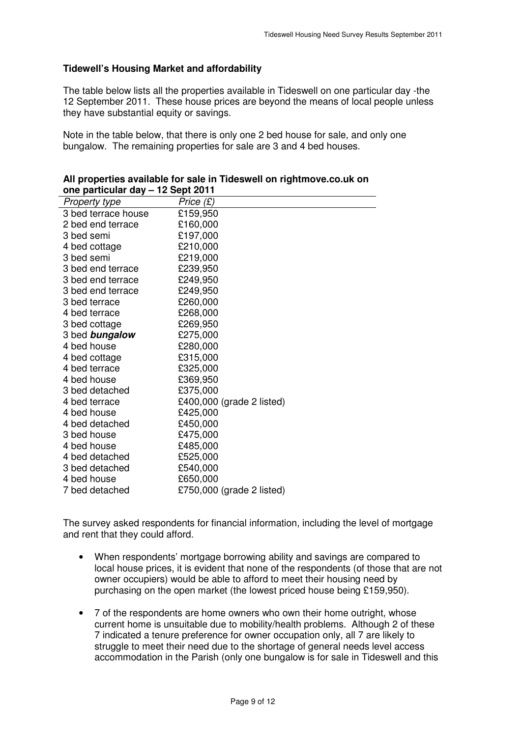**Tidewell's Housing Market and affordability**

The table below lists all the properties available in Tideswell on one particular day -the 12 September 2011. These house prices are beyond the means of local people unless they have substantial equity or savings.

Note in the table below, that there is only one 2 bed house for sale, and only one bungalow. The remaining properties for sale are 3 and 4 bed houses.

**All properties available for sale in Tideswell on rightmove.co.uk on one particular day – 12 Sept 2011**

| *Property type* | *Price (£)* |
|---|---|
| 3 bed terrace house | £159,950 |
| 2 bed end terrace | £160,000 |
| 3 bed semi | £197,000 |
| 4 bed cottage | £210,000 |
| 3 bed semi | £219,000 |
| 3 bed end terrace | £239,950 |
| 3 bed end terrace | £249,950 |
| 3 bed end terrace | £249,950 |
| 3 bed terrace | £260,000 |
| 4 bed terrace | £268,000 |
| 3 bed cottage | £269,950 |
| 3 bed ***bungalow*** | £275,000 |
| 4 bed house | £280,000 |
| 4 bed cottage | £315,000 |
| 4 bed terrace | £325,000 |
| 4 bed house | £369,950 |
| 3 bed detached | £375,000 |
| 4 bed terrace | £400,000 (grade 2 listed) |
| 4 bed house | £425,000 |
| 4 bed detached | £450,000 |
| 3 bed house | £475,000 |
| 4 bed house | £485,000 |
| 4 bed detached | £525,000 |
| 3 bed detached | £540,000 |
| 4 bed house | £650,000 |
| 7 bed detached | £750,000 (grade 2 listed) |

The survey asked respondents for financial information, including the level of mortgage and rent that they could afford.

- When respondents' mortgage borrowing ability and savings are compared to local house prices, it is evident that none of the respondents (of those that are not owner occupiers) would be able to afford to meet their housing need by purchasing on the open market (the lowest priced house being £159,950).

- 7 of the respondents are home owners who own their home outright, whose current home is unsuitable due to mobility/health problems. Although 2 of these 7 indicated a tenure preference for owner occupation only, all 7 are likely to struggle to meet their need due to the shortage of general needs level access accommodation in the Parish (only one bungalow is for sale in Tideswell and this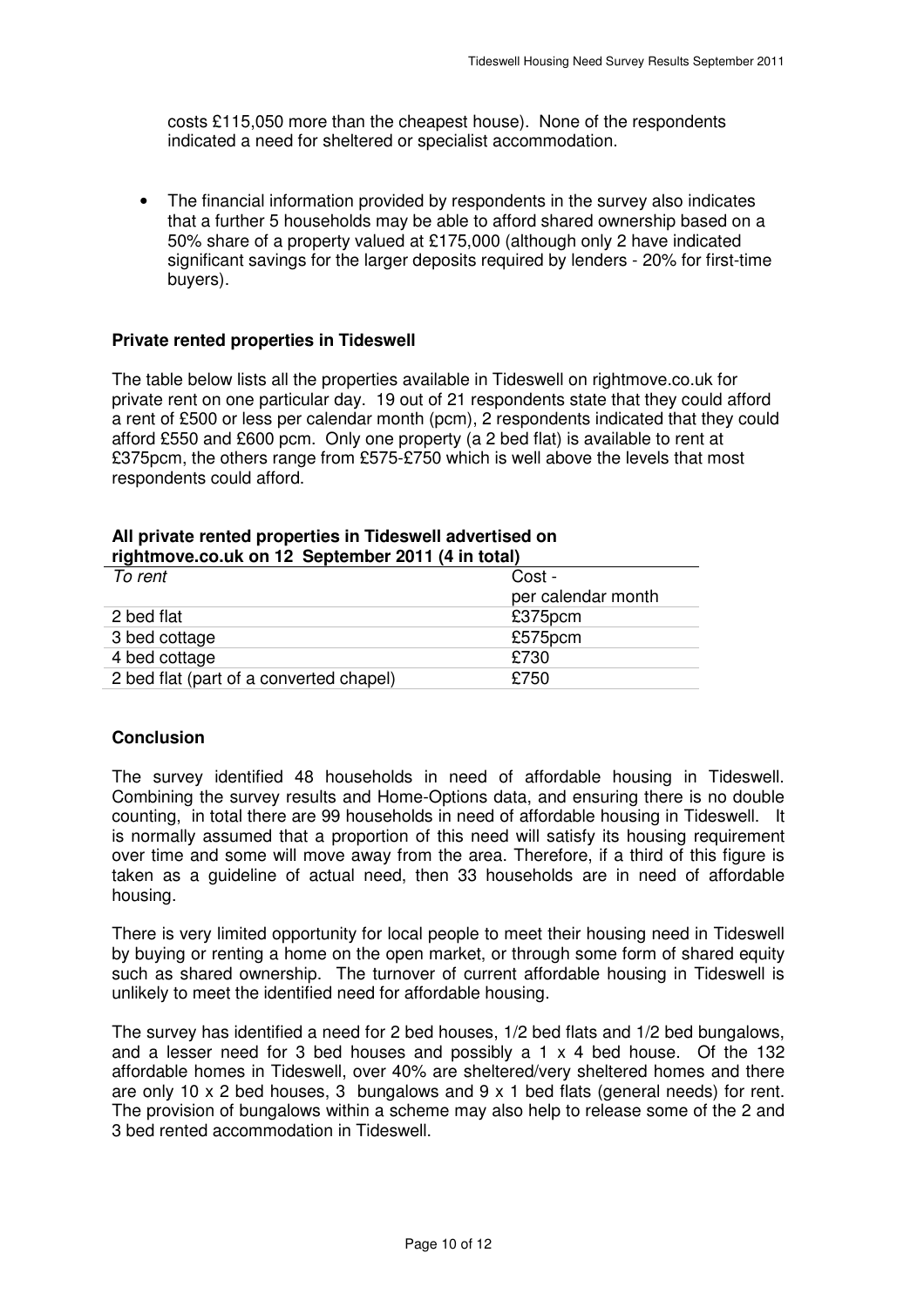costs £115,050 more than the cheapest house). None of the respondents indicated a need for sheltered or specialist accommodation.

- The financial information provided by respondents in the survey also indicates that a further 5 households may be able to afford shared ownership based on a 50% share of a property valued at £175,000 (although only 2 have indicated significant savings for the larger deposits required by lenders - 20% for first-time buyers).

**Private rented properties in Tideswell**

The table below lists all the properties available in Tideswell on rightmove.co.uk for private rent on one particular day. 19 out of 21 respondents state that they could afford a rent of £500 or less per calendar month (pcm), 2 respondents indicated that they could afford £550 and £600 pcm. Only one property (a 2 bed flat) is available to rent at £375pcm, the others range from £575-£750 which is well above the levels that most respondents could afford.

**All private rented properties in Tideswell advertised on rightmove.co.uk on 12 September 2011 (4 in total)**

| *To rent* | Cost - per calendar month |
|---|---|
| 2 bed flat | £375pcm |
| 3 bed cottage | £575pcm |
| 4 bed cottage | £730 |
| 2 bed flat (part of a converted chapel) | £750 |

**Conclusion**

The survey identified 48 households in need of affordable housing in Tideswell. Combining the survey results and Home-Options data, and ensuring there is no double counting, in total there are 99 households in need of affordable housing in Tideswell. It is normally assumed that a proportion of this need will satisfy its housing requirement over time and some will move away from the area. Therefore, if a third of this figure is taken as a guideline of actual need, then 33 households are in need of affordable housing.

There is very limited opportunity for local people to meet their housing need in Tideswell by buying or renting a home on the open market, or through some form of shared equity such as shared ownership. The turnover of current affordable housing in Tideswell is unlikely to meet the identified need for affordable housing.

The survey has identified a need for 2 bed houses, 1/2 bed flats and 1/2 bed bungalows, and a lesser need for 3 bed houses and possibly a 1 x 4 bed house. Of the 132 affordable homes in Tideswell, over 40% are sheltered/very sheltered homes and there are only 10 x 2 bed houses, 3 bungalows and 9 x 1 bed flats (general needs) for rent. The provision of bungalows within a scheme may also help to release some of the 2 and 3 bed rented accommodation in Tideswell.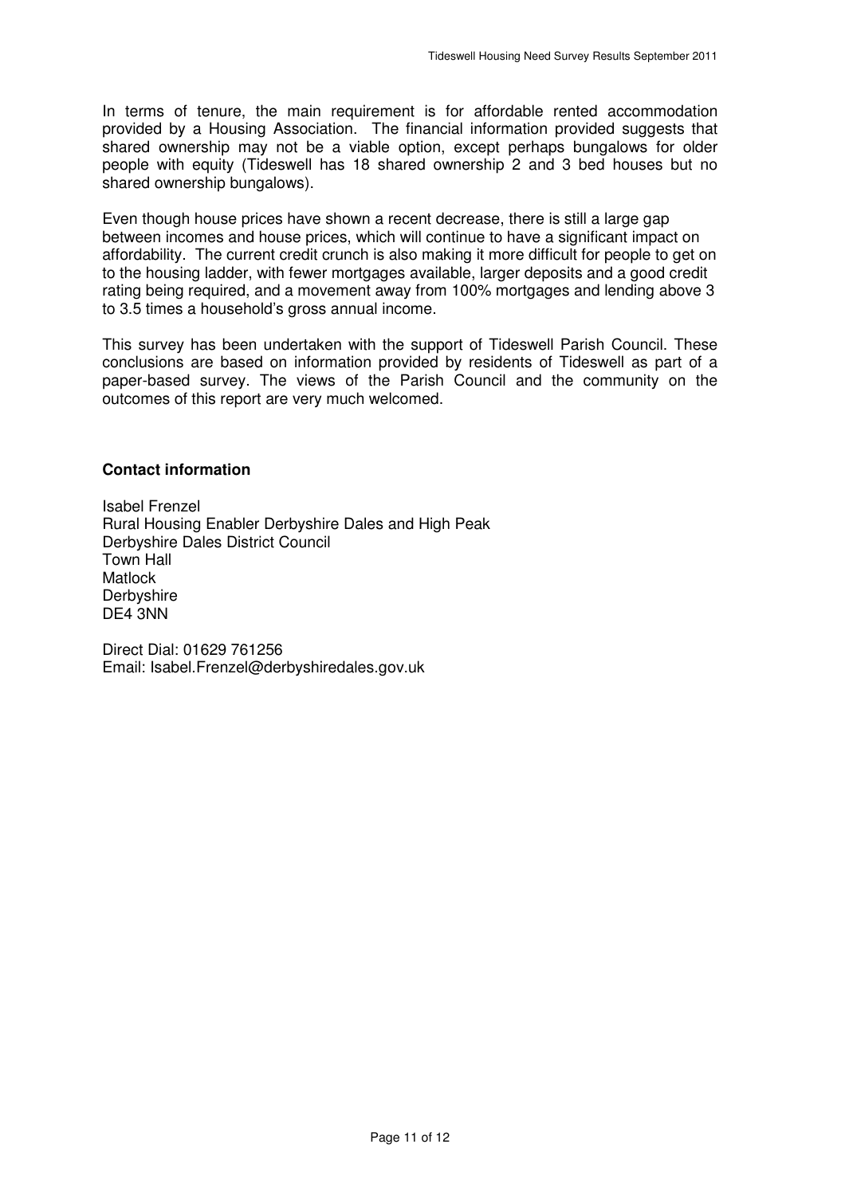In terms of tenure, the main requirement is for affordable rented accommodation provided by a Housing Association. The financial information provided suggests that shared ownership may not be a viable option, except perhaps bungalows for older people with equity (Tideswell has 18 shared ownership 2 and 3 bed houses but no shared ownership bungalows).

Even though house prices have shown a recent decrease, there is still a large gap between incomes and house prices, which will continue to have a significant impact on affordability. The current credit crunch is also making it more difficult for people to get on to the housing ladder, with fewer mortgages available, larger deposits and a good credit rating being required, and a movement away from 100% mortgages and lending above 3 to 3.5 times a household's gross annual income.

This survey has been undertaken with the support of Tideswell Parish Council. These conclusions are based on information provided by residents of Tideswell as part of a paper-based survey. The views of the Parish Council and the community on the outcomes of this report are very much welcomed.

**Contact information**

Isabel Frenzel
Rural Housing Enabler Derbyshire Dales and High Peak
Derbyshire Dales District Council
Town Hall
Matlock
Derbyshire
DE4 3NN

Direct Dial: 01629 761256
Email: Isabel.Frenzel@derbyshiredales.gov.uk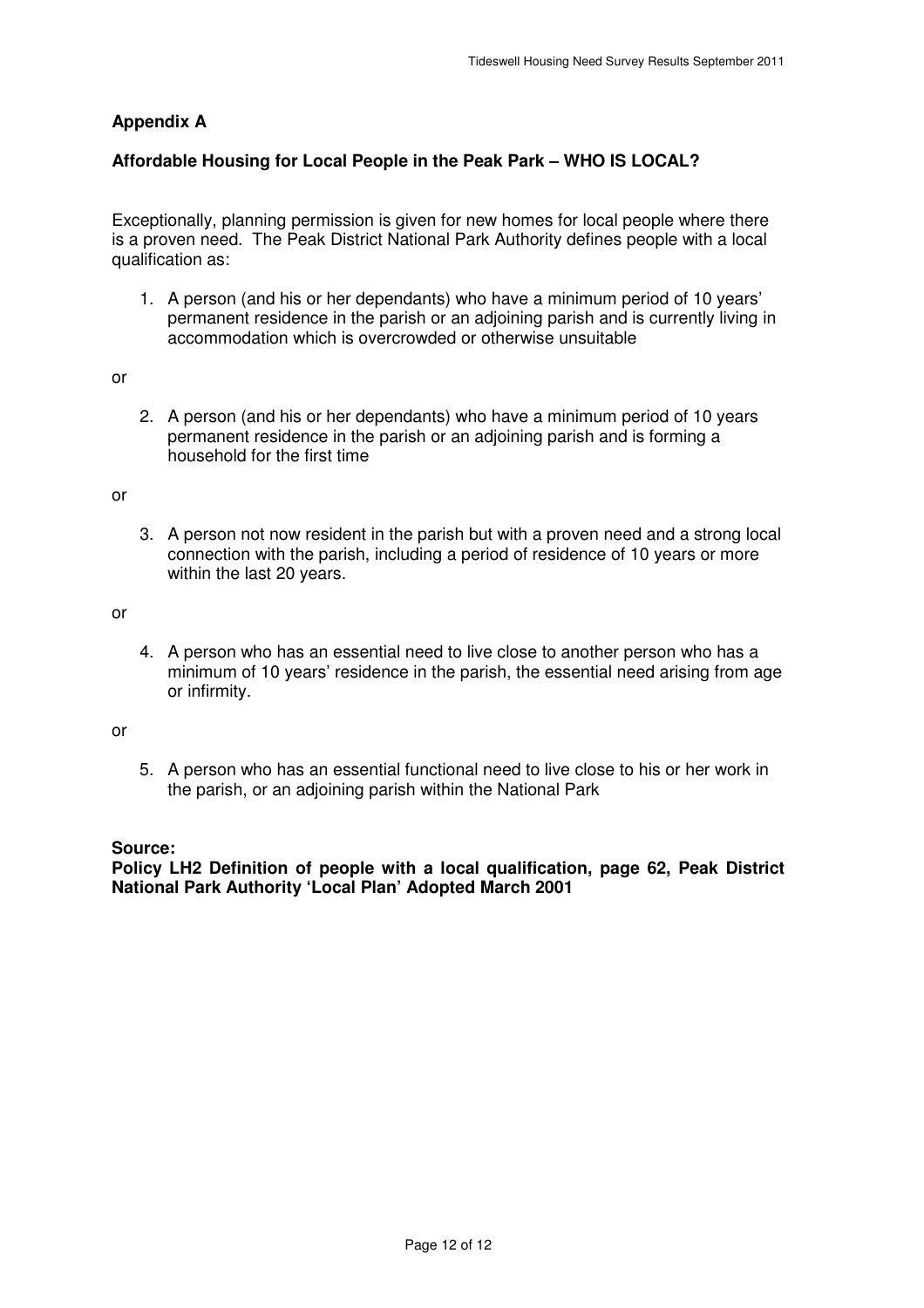## Appendix A

### Affordable Housing for Local People in the Peak Park – WHO IS LOCAL?

Exceptionally, planning permission is given for new homes for local people where there is a proven need. The Peak District National Park Authority defines people with a local qualification as:

1. A person (and his or her dependants) who have a minimum period of 10 years' permanent residence in the parish or an adjoining parish and is currently living in accommodation which is overcrowded or otherwise unsuitable

or

2. A person (and his or her dependants) who have a minimum period of 10 years permanent residence in the parish or an adjoining parish and is forming a household for the first time

or

3. A person not now resident in the parish but with a proven need and a strong local connection with the parish, including a period of residence of 10 years or more within the last 20 years.

or

4. A person who has an essential need to live close to another person who has a minimum of 10 years' residence in the parish, the essential need arising from age or infirmity.

or

5. A person who has an essential functional need to live close to his or her work in the parish, or an adjoining parish within the National Park

**Source:**
**Policy LH2 Definition of people with a local qualification, page 62, Peak District National Park Authority 'Local Plan' Adopted March 2001**